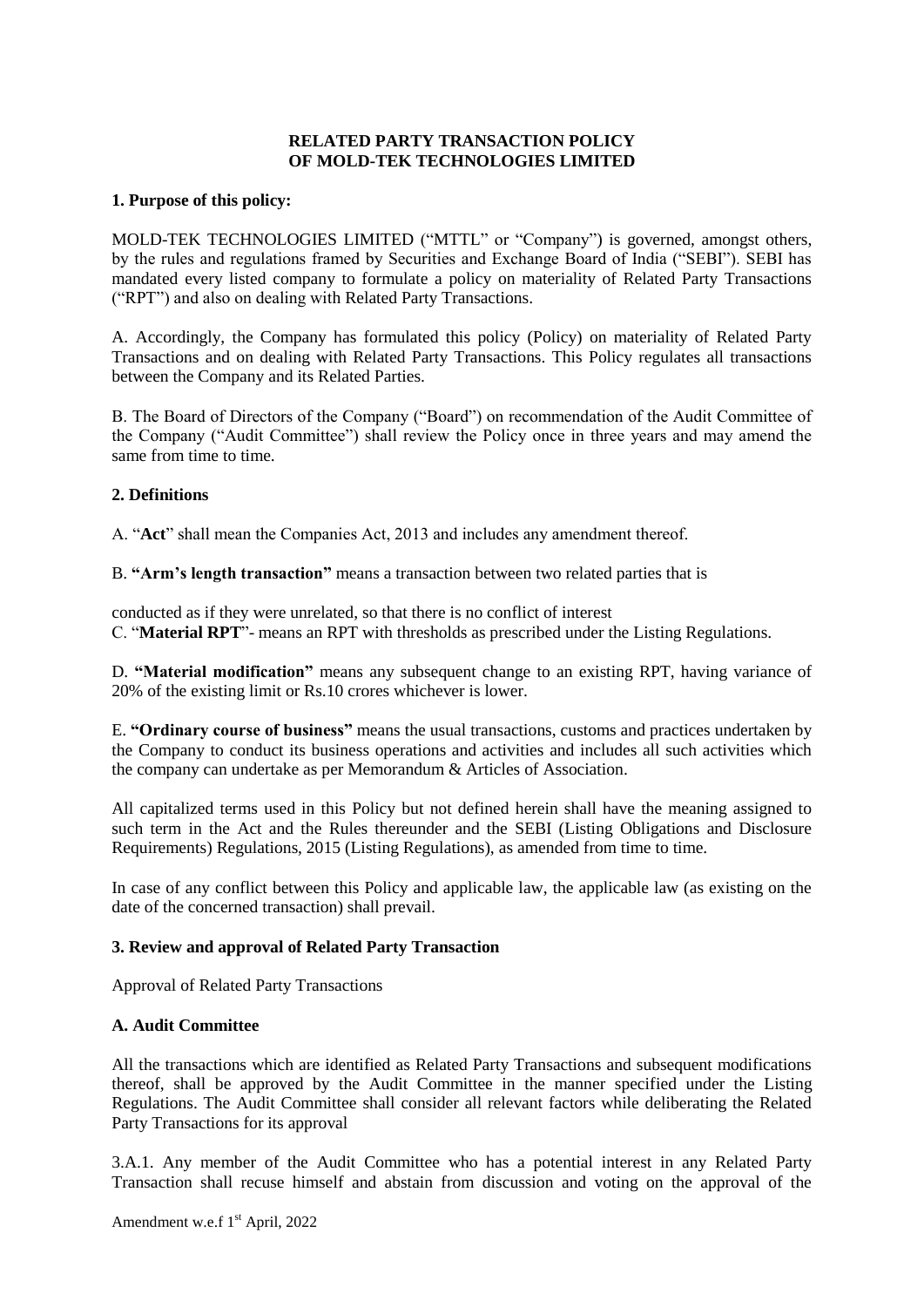# RELATED PARTY TRANSACTION POLICY OF MOLD-TEK TECHNOLOGIES LIMITED

**1. Purpose of this policy:**

MOLD-TEK TECHNOLOGIES LIMITED ("MTTL" or "Company") is governed, amongst others, by the rules and regulations framed by Securities and Exchange Board of India ("SEBI"). SEBI has mandated every listed company to formulate a policy on materiality of Related Party Transactions ("RPT") and also on dealing with Related Party Transactions.

A. Accordingly, the Company has formulated this policy (Policy) on materiality of Related Party Transactions and on dealing with Related Party Transactions. This Policy regulates all transactions between the Company and its Related Parties.

B. The Board of Directors of the Company ("Board") on recommendation of the Audit Committee of the Company ("Audit Committee") shall review the Policy once in three years and may amend the same from time to time.

**2. Definitions**

A. "**Act**" shall mean the Companies Act, 2013 and includes any amendment thereof.

B. **"Arm's length transaction"** means a transaction between two related parties that is

conducted as if they were unrelated, so that there is no conflict of interest

C. "**Material RPT**"- means an RPT with thresholds as prescribed under the Listing Regulations.

D. **"Material modification"** means any subsequent change to an existing RPT, having variance of 20% of the existing limit or Rs.10 crores whichever is lower.

E. **"Ordinary course of business"** means the usual transactions, customs and practices undertaken by the Company to conduct its business operations and activities and includes all such activities which the company can undertake as per Memorandum & Articles of Association.

All capitalized terms used in this Policy but not defined herein shall have the meaning assigned to such term in the Act and the Rules thereunder and the SEBI (Listing Obligations and Disclosure Requirements) Regulations, 2015 (Listing Regulations), as amended from time to time.

In case of any conflict between this Policy and applicable law, the applicable law (as existing on the date of the concerned transaction) shall prevail.

**3. Review and approval of Related Party Transaction**

Approval of Related Party Transactions

**A. Audit Committee**

All the transactions which are identified as Related Party Transactions and subsequent modifications thereof, shall be approved by the Audit Committee in the manner specified under the Listing Regulations. The Audit Committee shall consider all relevant factors while deliberating the Related Party Transactions for its approval

3.A.1. Any member of the Audit Committee who has a potential interest in any Related Party Transaction shall recuse himself and abstain from discussion and voting on the approval of the

Amendment w.e.f 1st April, 2022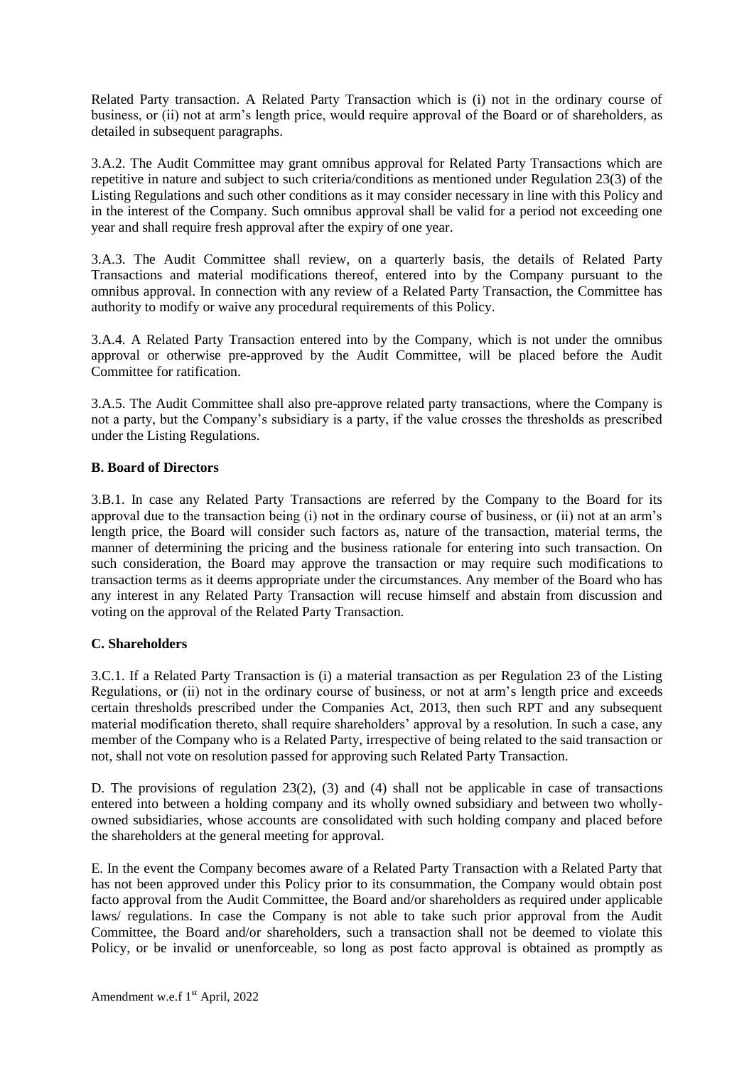Related Party transaction. A Related Party Transaction which is (i) not in the ordinary course of business, or (ii) not at arm's length price, would require approval of the Board or of shareholders, as detailed in subsequent paragraphs.

3.A.2. The Audit Committee may grant omnibus approval for Related Party Transactions which are repetitive in nature and subject to such criteria/conditions as mentioned under Regulation 23(3) of the Listing Regulations and such other conditions as it may consider necessary in line with this Policy and in the interest of the Company. Such omnibus approval shall be valid for a period not exceeding one year and shall require fresh approval after the expiry of one year.

3.A.3. The Audit Committee shall review, on a quarterly basis, the details of Related Party Transactions and material modifications thereof, entered into by the Company pursuant to the omnibus approval. In connection with any review of a Related Party Transaction, the Committee has authority to modify or waive any procedural requirements of this Policy.

3.A.4. A Related Party Transaction entered into by the Company, which is not under the omnibus approval or otherwise pre-approved by the Audit Committee, will be placed before the Audit Committee for ratification.

3.A.5. The Audit Committee shall also pre-approve related party transactions, where the Company is not a party, but the Company's subsidiary is a party, if the value crosses the thresholds as prescribed under the Listing Regulations.

**B. Board of Directors**

3.B.1. In case any Related Party Transactions are referred by the Company to the Board for its approval due to the transaction being (i) not in the ordinary course of business, or (ii) not at an arm's length price, the Board will consider such factors as, nature of the transaction, material terms, the manner of determining the pricing and the business rationale for entering into such transaction. On such consideration, the Board may approve the transaction or may require such modifications to transaction terms as it deems appropriate under the circumstances. Any member of the Board who has any interest in any Related Party Transaction will recuse himself and abstain from discussion and voting on the approval of the Related Party Transaction.

**C. Shareholders**

3.C.1. If a Related Party Transaction is (i) a material transaction as per Regulation 23 of the Listing Regulations, or (ii) not in the ordinary course of business, or not at arm's length price and exceeds certain thresholds prescribed under the Companies Act, 2013, then such RPT and any subsequent material modification thereto, shall require shareholders' approval by a resolution. In such a case, any member of the Company who is a Related Party, irrespective of being related to the said transaction or not, shall not vote on resolution passed for approving such Related Party Transaction.

D. The provisions of regulation 23(2), (3) and (4) shall not be applicable in case of transactions entered into between a holding company and its wholly owned subsidiary and between two wholly-owned subsidiaries, whose accounts are consolidated with such holding company and placed before the shareholders at the general meeting for approval.

E. In the event the Company becomes aware of a Related Party Transaction with a Related Party that has not been approved under this Policy prior to its consummation, the Company would obtain post facto approval from the Audit Committee, the Board and/or shareholders as required under applicable laws/ regulations. In case the Company is not able to take such prior approval from the Audit Committee, the Board and/or shareholders, such a transaction shall not be deemed to violate this Policy, or be invalid or unenforceable, so long as post facto approval is obtained as promptly as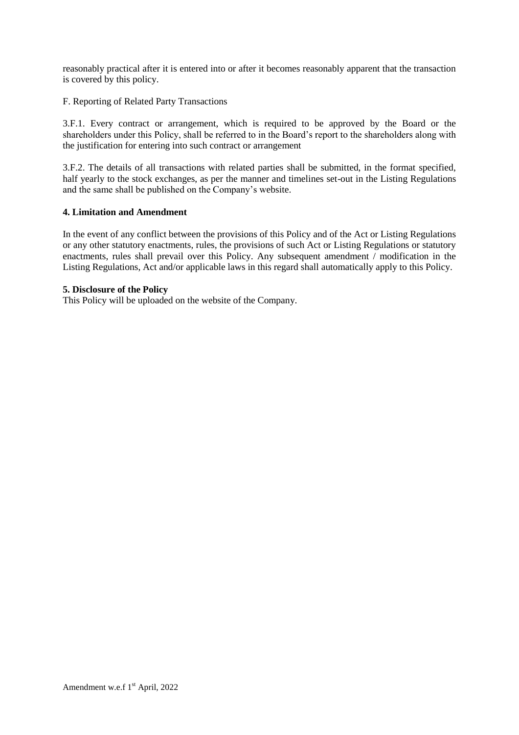reasonably practical after it is entered into or after it becomes reasonably apparent that the transaction is covered by this policy.

F. Reporting of Related Party Transactions

3.F.1. Every contract or arrangement, which is required to be approved by the Board or the shareholders under this Policy, shall be referred to in the Board's report to the shareholders along with the justification for entering into such contract or arrangement

3.F.2. The details of all transactions with related parties shall be submitted, in the format specified, half yearly to the stock exchanges, as per the manner and timelines set-out in the Listing Regulations and the same shall be published on the Company's website.

**4. Limitation and Amendment**

In the event of any conflict between the provisions of this Policy and of the Act or Listing Regulations or any other statutory enactments, rules, the provisions of such Act or Listing Regulations or statutory enactments, rules shall prevail over this Policy. Any subsequent amendment / modification in the Listing Regulations, Act and/or applicable laws in this regard shall automatically apply to this Policy.

**5. Disclosure of the Policy**

This Policy will be uploaded on the website of the Company.

Amendment w.e.f 1st April, 2022